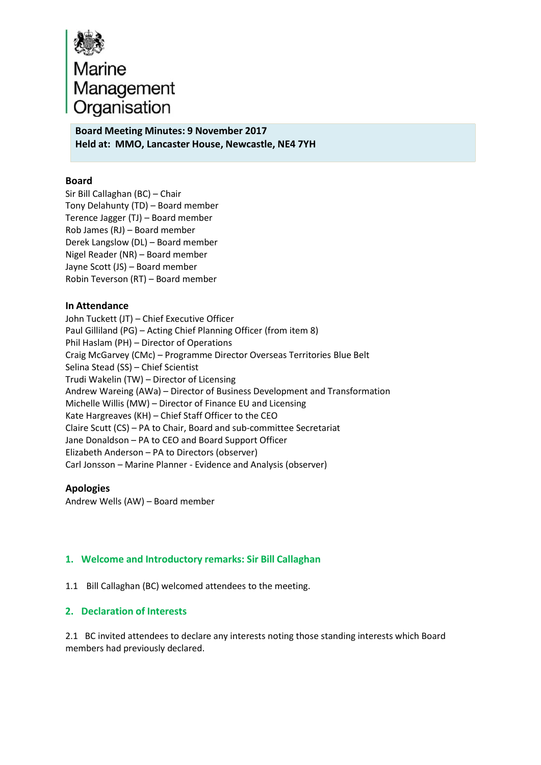# Marine Management Organisation

**Board Meeting Minutes: 9 November 2017**
**Held at: MMO, Lancaster House, Newcastle, NE4 7YH**

### Board

Sir Bill Callaghan (BC) – Chair
Tony Delahunty (TD) – Board member
Terence Jagger (TJ) – Board member
Rob James (RJ) – Board member
Derek Langslow (DL) – Board member
Nigel Reader (NR) – Board member
Jayne Scott (JS) – Board member
Robin Teverson (RT) – Board member

### In Attendance

John Tuckett (JT) – Chief Executive Officer
Paul Gilliland (PG) – Acting Chief Planning Officer (from item 8)
Phil Haslam (PH) – Director of Operations
Craig McGarvey (CMc) – Programme Director Overseas Territories Blue Belt
Selina Stead (SS) – Chief Scientist
Trudi Wakelin (TW) – Director of Licensing
Andrew Wareing (AWa) – Director of Business Development and Transformation
Michelle Willis (MW) – Director of Finance EU and Licensing
Kate Hargreaves (KH) – Chief Staff Officer to the CEO
Claire Scutt (CS) – PA to Chair, Board and sub-committee Secretariat
Jane Donaldson – PA to CEO and Board Support Officer
Elizabeth Anderson – PA to Directors (observer)
Carl Jonsson – Marine Planner - Evidence and Analysis (observer)

### Apologies

Andrew Wells (AW) – Board member

## 1. Welcome and Introductory remarks: Sir Bill Callaghan

1.1 Bill Callaghan (BC) welcomed attendees to the meeting.

## 2. Declaration of Interests

2.1 BC invited attendees to declare any interests noting those standing interests which Board members had previously declared.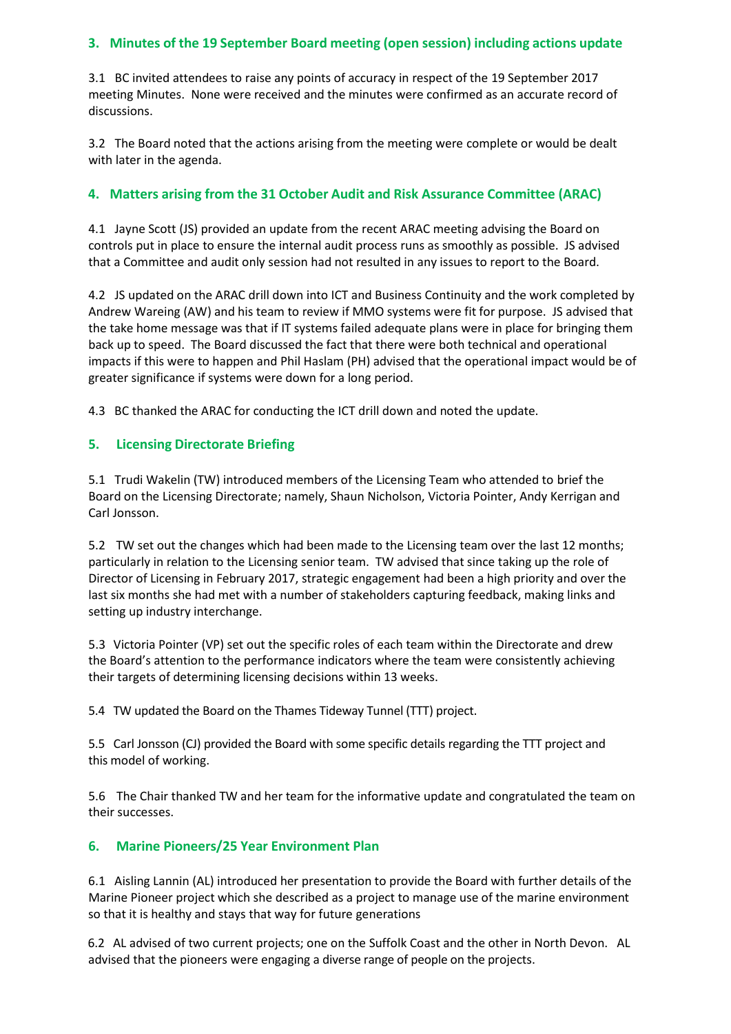## 3. Minutes of the 19 September Board meeting (open session) including actions update

3.1 BC invited attendees to raise any points of accuracy in respect of the 19 September 2017 meeting Minutes. None were received and the minutes were confirmed as an accurate record of discussions.

3.2 The Board noted that the actions arising from the meeting were complete or would be dealt with later in the agenda.

## 4. Matters arising from the 31 October Audit and Risk Assurance Committee (ARAC)

4.1 Jayne Scott (JS) provided an update from the recent ARAC meeting advising the Board on controls put in place to ensure the internal audit process runs as smoothly as possible. JS advised that a Committee and audit only session had not resulted in any issues to report to the Board.

4.2 JS updated on the ARAC drill down into ICT and Business Continuity and the work completed by Andrew Wareing (AW) and his team to review if MMO systems were fit for purpose. JS advised that the take home message was that if IT systems failed adequate plans were in place for bringing them back up to speed. The Board discussed the fact that there were both technical and operational impacts if this were to happen and Phil Haslam (PH) advised that the operational impact would be of greater significance if systems were down for a long period.

4.3 BC thanked the ARAC for conducting the ICT drill down and noted the update.

## 5. Licensing Directorate Briefing

5.1 Trudi Wakelin (TW) introduced members of the Licensing Team who attended to brief the Board on the Licensing Directorate; namely, Shaun Nicholson, Victoria Pointer, Andy Kerrigan and Carl Jonsson.

5.2 TW set out the changes which had been made to the Licensing team over the last 12 months; particularly in relation to the Licensing senior team. TW advised that since taking up the role of Director of Licensing in February 2017, strategic engagement had been a high priority and over the last six months she had met with a number of stakeholders capturing feedback, making links and setting up industry interchange.

5.3 Victoria Pointer (VP) set out the specific roles of each team within the Directorate and drew the Board's attention to the performance indicators where the team were consistently achieving their targets of determining licensing decisions within 13 weeks.

5.4 TW updated the Board on the Thames Tideway Tunnel (TTT) project.

5.5 Carl Jonsson (CJ) provided the Board with some specific details regarding the TTT project and this model of working.

5.6 The Chair thanked TW and her team for the informative update and congratulated the team on their successes.

## 6. Marine Pioneers/25 Year Environment Plan

6.1 Aisling Lannin (AL) introduced her presentation to provide the Board with further details of the Marine Pioneer project which she described as a project to manage use of the marine environment so that it is healthy and stays that way for future generations

6.2 AL advised of two current projects; one on the Suffolk Coast and the other in North Devon. AL advised that the pioneers were engaging a diverse range of people on the projects.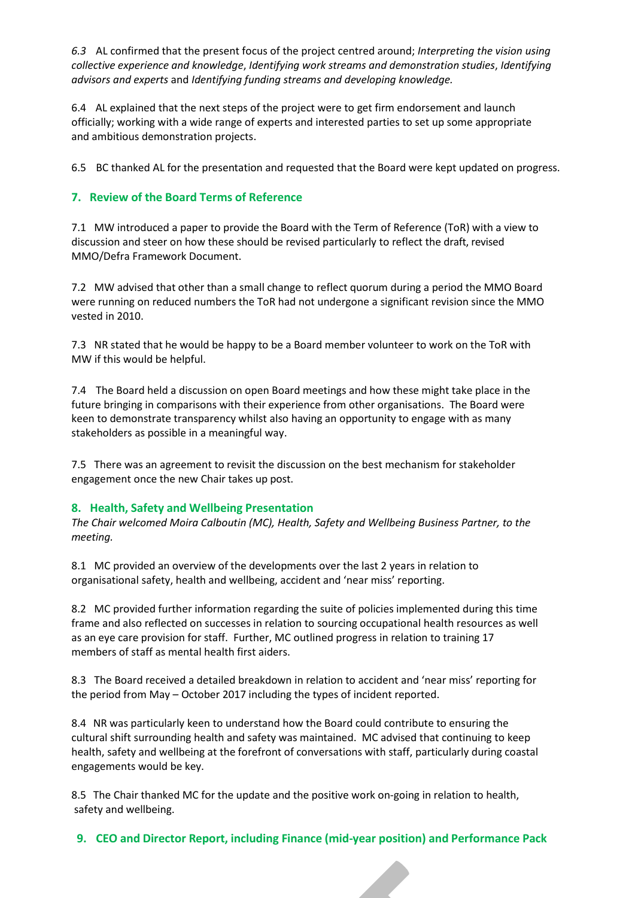*6.3* AL confirmed that the present focus of the project centred around; *Interpreting the vision using collective experience and knowledge*, *Identifying work streams and demonstration studies*, *Identifying advisors and experts* and *Identifying funding streams and developing knowledge.*

6.4 AL explained that the next steps of the project were to get firm endorsement and launch officially; working with a wide range of experts and interested parties to set up some appropriate and ambitious demonstration projects.

6.5 BC thanked AL for the presentation and requested that the Board were kept updated on progress.

## 7. Review of the Board Terms of Reference

7.1 MW introduced a paper to provide the Board with the Term of Reference (ToR) with a view to discussion and steer on how these should be revised particularly to reflect the draft, revised MMO/Defra Framework Document.

7.2 MW advised that other than a small change to reflect quorum during a period the MMO Board were running on reduced numbers the ToR had not undergone a significant revision since the MMO vested in 2010.

7.3 NR stated that he would be happy to be a Board member volunteer to work on the ToR with MW if this would be helpful.

7.4 The Board held a discussion on open Board meetings and how these might take place in the future bringing in comparisons with their experience from other organisations. The Board were keen to demonstrate transparency whilst also having an opportunity to engage with as many stakeholders as possible in a meaningful way.

7.5 There was an agreement to revisit the discussion on the best mechanism for stakeholder engagement once the new Chair takes up post.

## 8. Health, Safety and Wellbeing Presentation

*The Chair welcomed Moira Calboutin (MC), Health, Safety and Wellbeing Business Partner, to the meeting.*

8.1 MC provided an overview of the developments over the last 2 years in relation to organisational safety, health and wellbeing, accident and 'near miss' reporting.

8.2 MC provided further information regarding the suite of policies implemented during this time frame and also reflected on successes in relation to sourcing occupational health resources as well as an eye care provision for staff. Further, MC outlined progress in relation to training 17 members of staff as mental health first aiders.

8.3 The Board received a detailed breakdown in relation to accident and 'near miss' reporting for the period from May – October 2017 including the types of incident reported.

8.4 NR was particularly keen to understand how the Board could contribute to ensuring the cultural shift surrounding health and safety was maintained. MC advised that continuing to keep health, safety and wellbeing at the forefront of conversations with staff, particularly during coastal engagements would be key.

8.5 The Chair thanked MC for the update and the positive work on-going in relation to health, safety and wellbeing.

## 9. CEO and Director Report, including Finance (mid-year position) and Performance Pack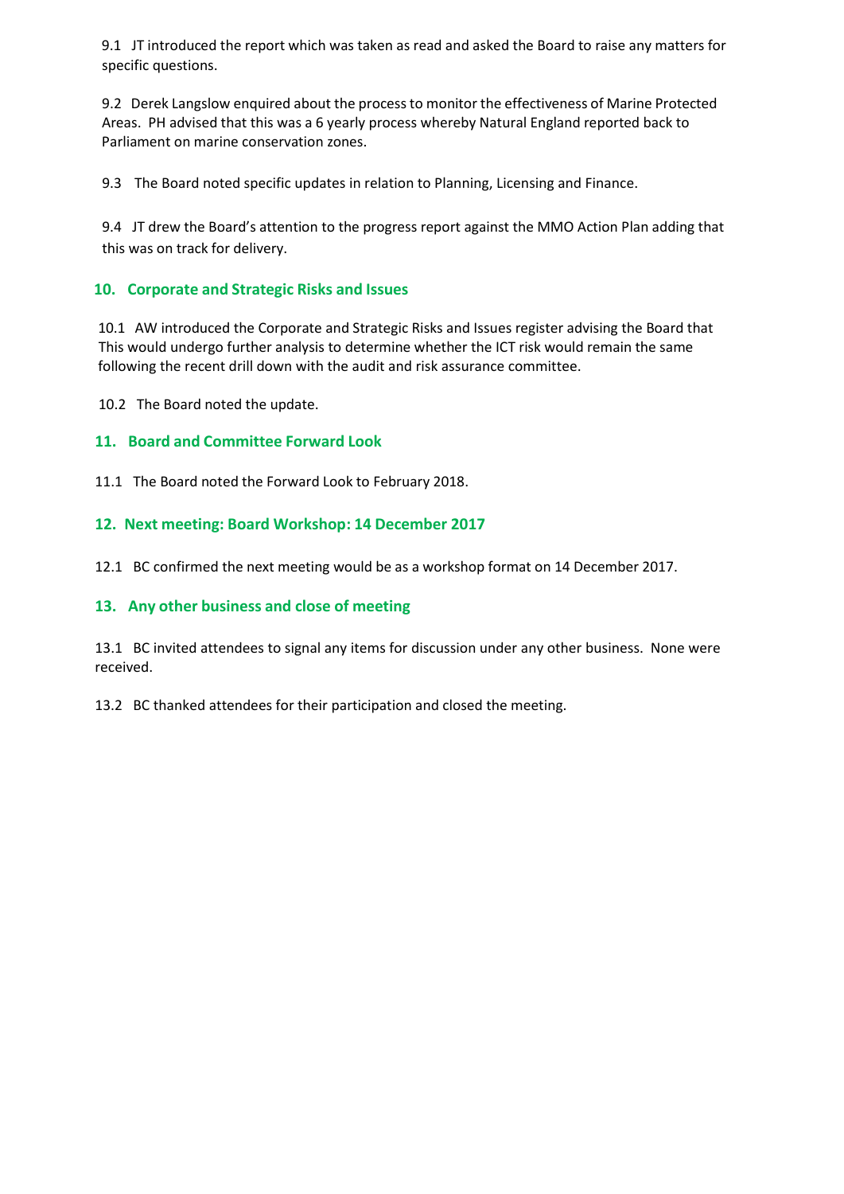9.1 JT introduced the report which was taken as read and asked the Board to raise any matters for specific questions.

9.2 Derek Langslow enquired about the process to monitor the effectiveness of Marine Protected Areas. PH advised that this was a 6 yearly process whereby Natural England reported back to Parliament on marine conservation zones.

9.3 The Board noted specific updates in relation to Planning, Licensing and Finance.

9.4 JT drew the Board's attention to the progress report against the MMO Action Plan adding that this was on track for delivery.

## 10. Corporate and Strategic Risks and Issues

10.1 AW introduced the Corporate and Strategic Risks and Issues register advising the Board that This would undergo further analysis to determine whether the ICT risk would remain the same following the recent drill down with the audit and risk assurance committee.

10.2 The Board noted the update.

## 11. Board and Committee Forward Look

11.1 The Board noted the Forward Look to February 2018.

## 12. Next meeting: Board Workshop: 14 December 2017

12.1 BC confirmed the next meeting would be as a workshop format on 14 December 2017.

## 13. Any other business and close of meeting

13.1 BC invited attendees to signal any items for discussion under any other business. None were received.

13.2 BC thanked attendees for their participation and closed the meeting.